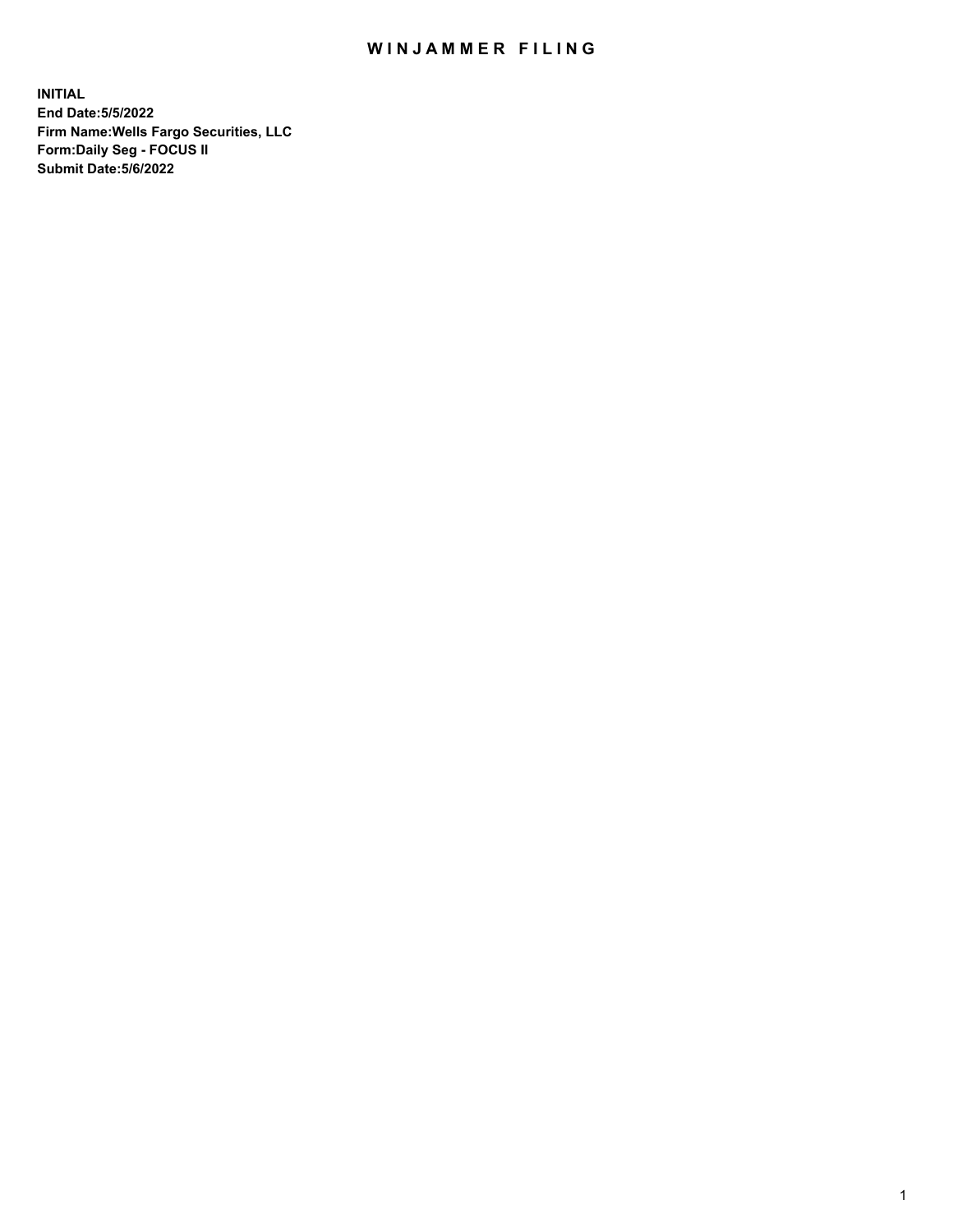# WINJAMMER FILING

**INITIAL**
**End Date:5/5/2022**
**Firm Name:Wells Fargo Securities, LLC**
**Form:Daily Seg - FOCUS II**
**Submit Date:5/6/2022**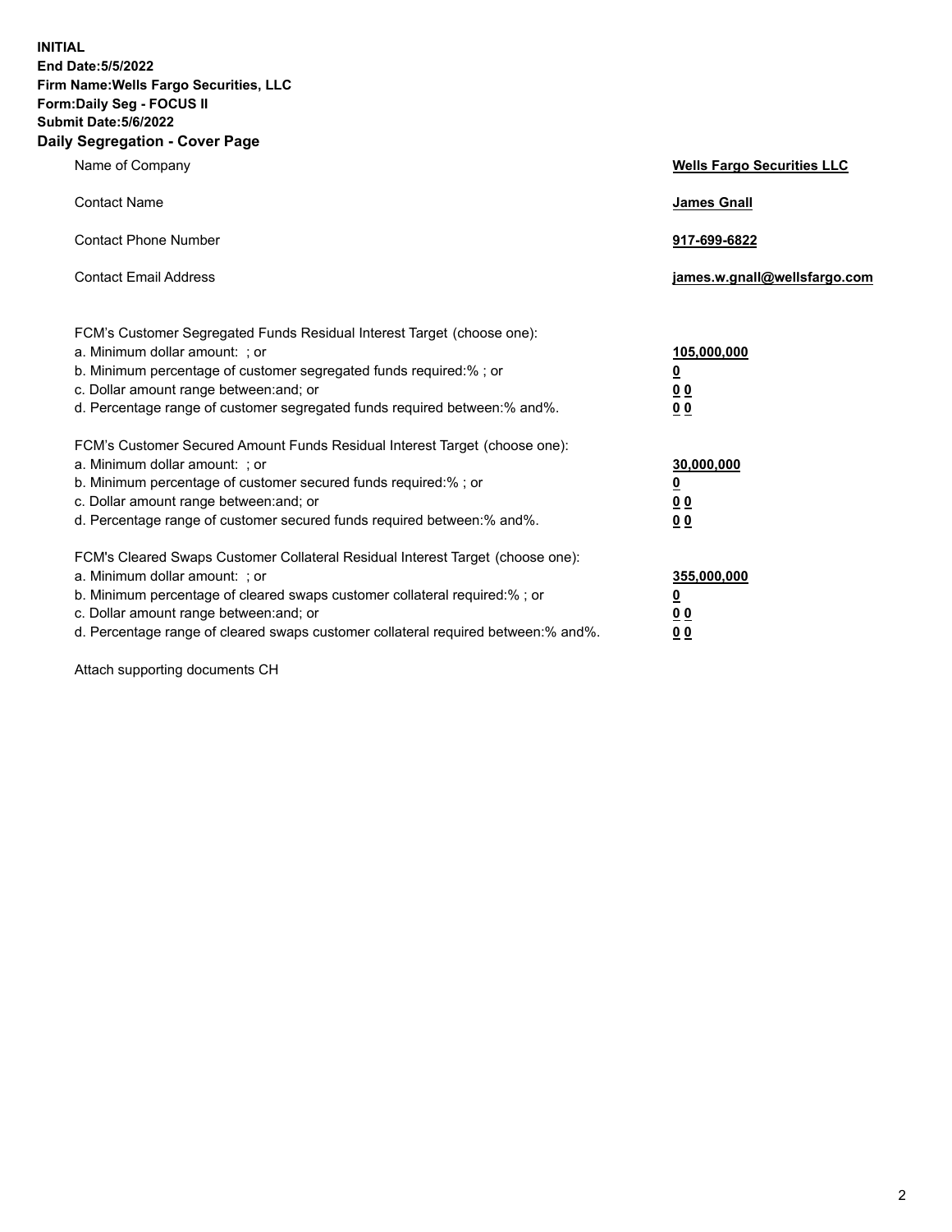**INITIAL**
**End Date:5/5/2022**
**Firm Name:Wells Fargo Securities, LLC**
**Form:Daily Seg - FOCUS II**
**Submit Date:5/6/2022**

## Daily Segregation - Cover Page

| | |
|---|---|
| Name of Company | **Wells Fargo Securities LLC** |
| Contact Name | **James Gnall** |
| Contact Phone Number | **917-699-6822** |
| Contact Email Address | **james.w.gnall@wellsfargo.com** |

| | |
|---|---|
| FCM's Customer Segregated Funds Residual Interest Target (choose one): | |
| a. Minimum dollar amount: ; or | **105,000,000** |
| b. Minimum percentage of customer segregated funds required:% ; or | **0** |
| c. Dollar amount range between:and; or | **0 0** |
| d. Percentage range of customer segregated funds required between:% and%. | **0 0** |
| FCM's Customer Secured Amount Funds Residual Interest Target (choose one): | |
| a. Minimum dollar amount: ; or | **30,000,000** |
| b. Minimum percentage of customer secured funds required:% ; or | **0** |
| c. Dollar amount range between:and; or | **0 0** |
| d. Percentage range of customer secured funds required between:% and%. | **0 0** |
| FCM's Cleared Swaps Customer Collateral Residual Interest Target (choose one): | |
| a. Minimum dollar amount: ; or | **355,000,000** |
| b. Minimum percentage of cleared swaps customer collateral required:% ; or | **0** |
| c. Dollar amount range between:and; or | **0 0** |
| d. Percentage range of cleared swaps customer collateral required between:% and%. | **0 0** |

Attach supporting documents CH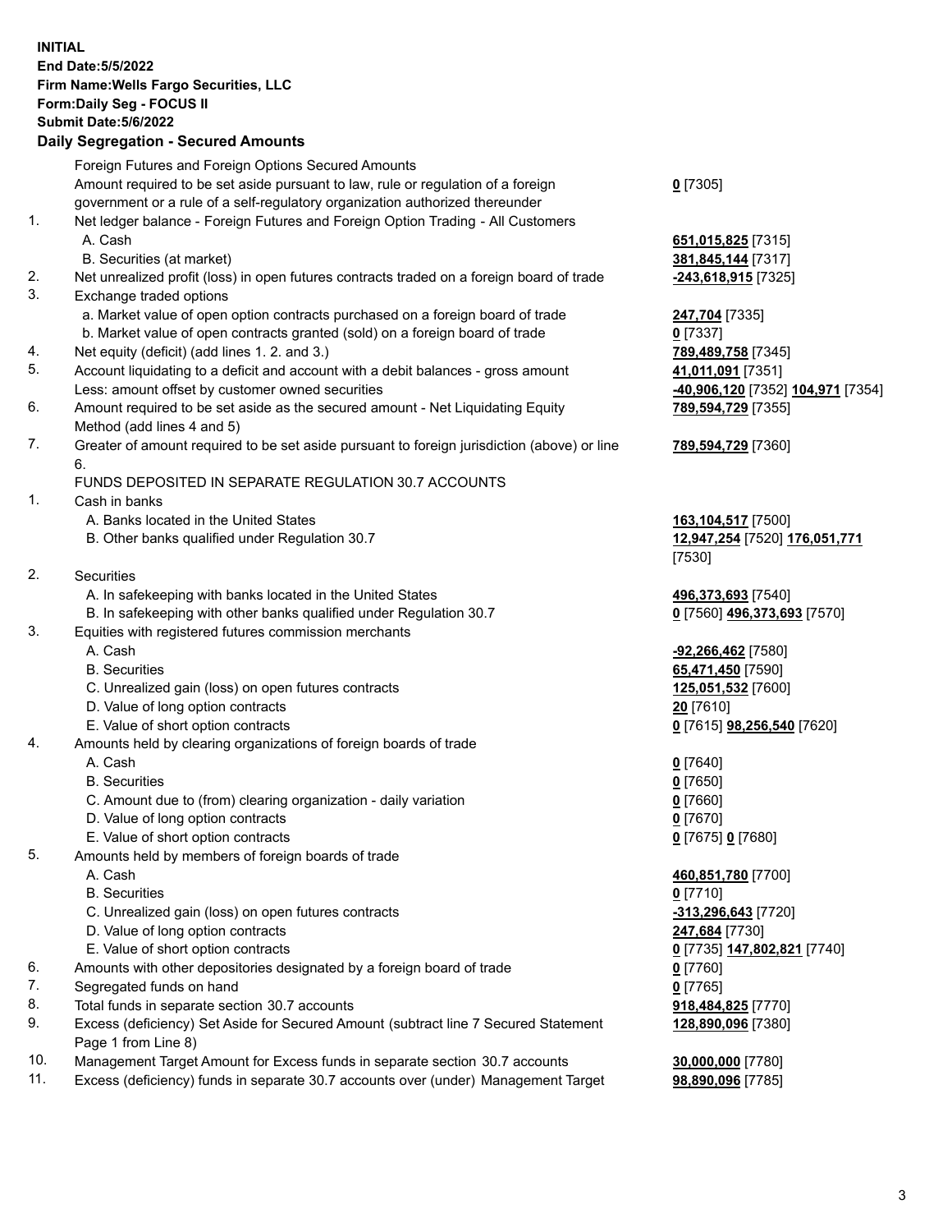**INITIAL**
**End Date:5/5/2022**
**Firm Name:Wells Fargo Securities, LLC**
**Form:Daily Seg - FOCUS II**
**Submit Date:5/6/2022**

## Daily Segregation - Secured Amounts

| | | |
|---|---|---|
| | Foreign Futures and Foreign Options Secured Amounts | |
| | Amount required to be set aside pursuant to law, rule or regulation of a foreign government or a rule of a self-regulatory organization authorized thereunder | **0** [7305] |
| 1. | Net ledger balance - Foreign Futures and Foreign Option Trading - All Customers | |
| | A. Cash | **651,015,825** [7315] |
| | B. Securities (at market) | **381,845,144** [7317] |
| 2. | Net unrealized profit (loss) in open futures contracts traded on a foreign board of trade | **-243,618,915** [7325] |
| 3. | Exchange traded options | |
| | a. Market value of open option contracts purchased on a foreign board of trade | **247,704** [7335] |
| | b. Market value of open contracts granted (sold) on a foreign board of trade | **0** [7337] |
| 4. | Net equity (deficit) (add lines 1. 2. and 3.) | **789,489,758** [7345] |
| 5. | Account liquidating to a deficit and account with a debit balances - gross amount | **41,011,091** [7351] |
| | Less: amount offset by customer owned securities | **-40,906,120** [7352] **104,971** [7354] |
| 6. | Amount required to be set aside as the secured amount - Net Liquidating Equity Method (add lines 4 and 5) | **789,594,729** [7355] |
| 7. | Greater of amount required to be set aside pursuant to foreign jurisdiction (above) or line 6. | **789,594,729** [7360] |
| | FUNDS DEPOSITED IN SEPARATE REGULATION 30.7 ACCOUNTS | |
| 1. | Cash in banks | |
| | A. Banks located in the United States | **163,104,517** [7500] |
| | B. Other banks qualified under Regulation 30.7 | **12,947,254** [7520] **176,051,771** [7530] |
| 2. | Securities | |
| | A. In safekeeping with banks located in the United States | **496,373,693** [7540] |
| | B. In safekeeping with other banks qualified under Regulation 30.7 | **0** [7560] **496,373,693** [7570] |
| 3. | Equities with registered futures commission merchants | |
| | A. Cash | **-92,266,462** [7580] |
| | B. Securities | **65,471,450** [7590] |
| | C. Unrealized gain (loss) on open futures contracts | **125,051,532** [7600] |
| | D. Value of long option contracts | **20** [7610] |
| | E. Value of short option contracts | **0** [7615] **98,256,540** [7620] |
| 4. | Amounts held by clearing organizations of foreign boards of trade | |
| | A. Cash | **0** [7640] |
| | B. Securities | **0** [7650] |
| | C. Amount due to (from) clearing organization - daily variation | **0** [7660] |
| | D. Value of long option contracts | **0** [7670] |
| | E. Value of short option contracts | **0** [7675] **0** [7680] |
| 5. | Amounts held by members of foreign boards of trade | |
| | A. Cash | **460,851,780** [7700] |
| | B. Securities | **0** [7710] |
| | C. Unrealized gain (loss) on open futures contracts | **-313,296,643** [7720] |
| | D. Value of long option contracts | **247,684** [7730] |
| | E. Value of short option contracts | **0** [7735] **147,802,821** [7740] |
| 6. | Amounts with other depositories designated by a foreign board of trade | **0** [7760] |
| 7. | Segregated funds on hand | **0** [7765] |
| 8. | Total funds in separate section 30.7 accounts | **918,484,825** [7770] |
| 9. | Excess (deficiency) Set Aside for Secured Amount (subtract line 7 Secured Statement Page 1 from Line 8) | **128,890,096** [7380] |
| 10. | Management Target Amount for Excess funds in separate section 30.7 accounts | **30,000,000** [7780] |
| 11. | Excess (deficiency) funds in separate 30.7 accounts over (under) Management Target | **98,890,096** [7785] |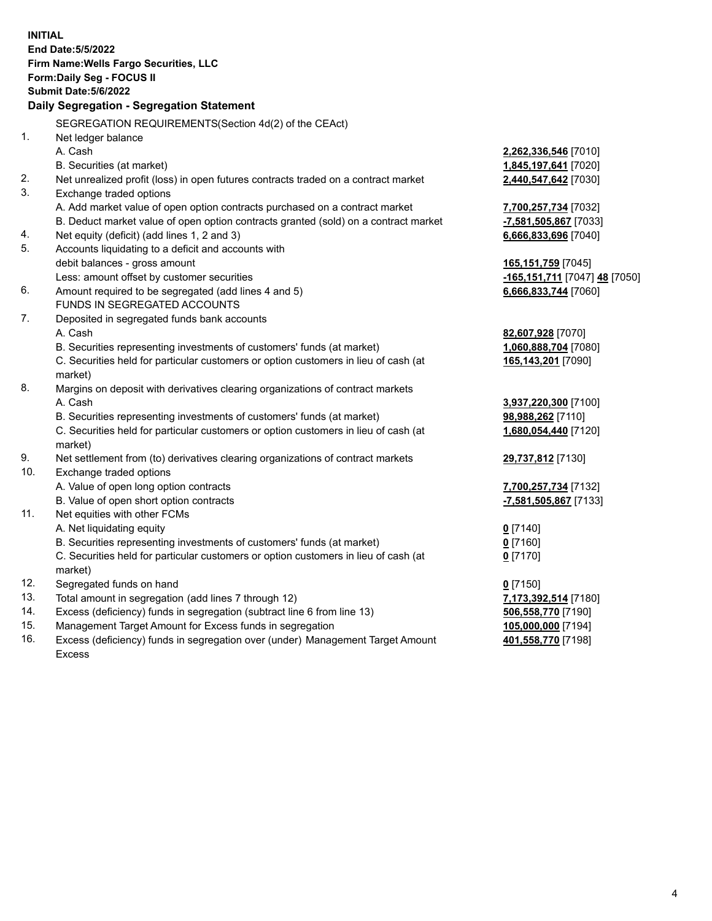**INITIAL**
**End Date:5/5/2022**
**Firm Name:Wells Fargo Securities, LLC**
**Form:Daily Seg - FOCUS II**
**Submit Date:5/6/2022**

## Daily Segregation - Segregation Statement

SEGREGATION REQUIREMENTS(Section 4d(2) of the CEAct)

| | | |
|---|---|---|
| 1. | Net ledger balance | |
| | A. Cash | **2,262,336,546** [7010] |
| | B. Securities (at market) | **1,845,197,641** [7020] |
| 2. | Net unrealized profit (loss) in open futures contracts traded on a contract market | **2,440,547,642** [7030] |
| 3. | Exchange traded options | |
| | A. Add market value of open option contracts purchased on a contract market | **7,700,257,734** [7032] |
| | B. Deduct market value of open option contracts granted (sold) on a contract market | **-7,581,505,867** [7033] |
| 4. | Net equity (deficit) (add lines 1, 2 and 3) | **6,666,833,696** [7040] |
| 5. | Accounts liquidating to a deficit and accounts with debit balances - gross amount | **165,151,759** [7045] |
| | Less: amount offset by customer securities | **-165,151,711** [7047] **48** [7050] |
| 6. | Amount required to be segregated (add lines 4 and 5) | **6,666,833,744** [7060] |
| | FUNDS IN SEGREGATED ACCOUNTS | |
| 7. | Deposited in segregated funds bank accounts | |
| | A. Cash | **82,607,928** [7070] |
| | B. Securities representing investments of customers' funds (at market) | **1,060,888,704** [7080] |
| | C. Securities held for particular customers or option customers in lieu of cash (at market) | **165,143,201** [7090] |
| 8. | Margins on deposit with derivatives clearing organizations of contract markets | |
| | A. Cash | **3,937,220,300** [7100] |
| | B. Securities representing investments of customers' funds (at market) | **98,988,262** [7110] |
| | C. Securities held for particular customers or option customers in lieu of cash (at market) | **1,680,054,440** [7120] |
| 9. | Net settlement from (to) derivatives clearing organizations of contract markets | **29,737,812** [7130] |
| 10. | Exchange traded options | |
| | A. Value of open long option contracts | **7,700,257,734** [7132] |
| | B. Value of open short option contracts | **-7,581,505,867** [7133] |
| 11. | Net equities with other FCMs | |
| | A. Net liquidating equity | **0** [7140] |
| | B. Securities representing investments of customers' funds (at market) | **0** [7160] |
| | C. Securities held for particular customers or option customers in lieu of cash (at market) | **0** [7170] |
| 12. | Segregated funds on hand | **0** [7150] |
| 13. | Total amount in segregation (add lines 7 through 12) | **7,173,392,514** [7180] |
| 14. | Excess (deficiency) funds in segregation (subtract line 6 from line 13) | **506,558,770** [7190] |
| 15. | Management Target Amount for Excess funds in segregation | **105,000,000** [7194] |
| 16. | Excess (deficiency) funds in segregation over (under) Management Target Amount Excess | **401,558,770** [7198] |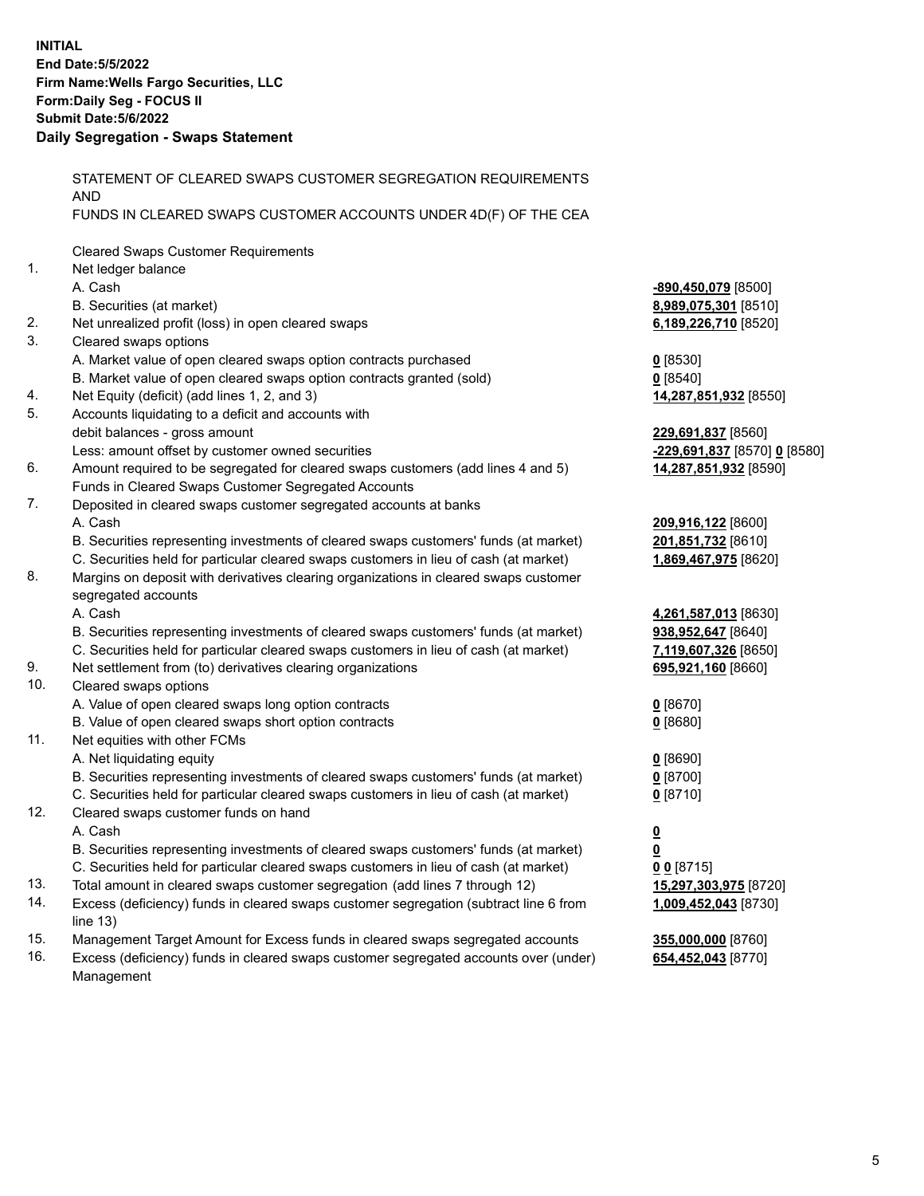**INITIAL**
**End Date:5/5/2022**
**Firm Name:Wells Fargo Securities, LLC**
**Form:Daily Seg - FOCUS II**
**Submit Date:5/6/2022**
**Daily Segregation - Swaps Statement**

STATEMENT OF CLEARED SWAPS CUSTOMER SEGREGATION REQUIREMENTS AND FUNDS IN CLEARED SWAPS CUSTOMER ACCOUNTS UNDER 4D(F) OF THE CEA

| | | |
|---|---|---|
| | Cleared Swaps Customer Requirements | |
| 1. | Net ledger balance | |
| | A. Cash | **-890,450,079** [8500] |
| | B. Securities (at market) | **8,989,075,301** [8510] |
| 2. | Net unrealized profit (loss) in open cleared swaps | **6,189,226,710** [8520] |
| 3. | Cleared swaps options | |
| | A. Market value of open cleared swaps option contracts purchased | **0** [8530] |
| | B. Market value of open cleared swaps option contracts granted (sold) | **0** [8540] |
| 4. | Net Equity (deficit) (add lines 1, 2, and 3) | **14,287,851,932** [8550] |
| 5. | Accounts liquidating to a deficit and accounts with debit balances - gross amount | **229,691,837** [8560] |
| | Less: amount offset by customer owned securities | **-229,691,837** [8570] **0** [8580] |
| 6. | Amount required to be segregated for cleared swaps customers (add lines 4 and 5) | **14,287,851,932** [8590] |
| | Funds in Cleared Swaps Customer Segregated Accounts | |
| 7. | Deposited in cleared swaps customer segregated accounts at banks | |
| | A. Cash | **209,916,122** [8600] |
| | B. Securities representing investments of cleared swaps customers' funds (at market) | **201,851,732** [8610] |
| | C. Securities held for particular cleared swaps customers in lieu of cash (at market) | **1,869,467,975** [8620] |
| 8. | Margins on deposit with derivatives clearing organizations in cleared swaps customer segregated accounts | |
| | A. Cash | **4,261,587,013** [8630] |
| | B. Securities representing investments of cleared swaps customers' funds (at market) | **938,952,647** [8640] |
| | C. Securities held for particular cleared swaps customers in lieu of cash (at market) | **7,119,607,326** [8650] |
| 9. | Net settlement from (to) derivatives clearing organizations | **695,921,160** [8660] |
| 10. | Cleared swaps options | |
| | A. Value of open cleared swaps long option contracts | **0** [8670] |
| | B. Value of open cleared swaps short option contracts | **0** [8680] |
| 11. | Net equities with other FCMs | |
| | A. Net liquidating equity | **0** [8690] |
| | B. Securities representing investments of cleared swaps customers' funds (at market) | **0** [8700] |
| | C. Securities held for particular cleared swaps customers in lieu of cash (at market) | **0** [8710] |
| 12. | Cleared swaps customer funds on hand | |
| | A. Cash | **0** |
| | B. Securities representing investments of cleared swaps customers' funds (at market) | **0** |
| | C. Securities held for particular cleared swaps customers in lieu of cash (at market) | **0** **0** [8715] |
| 13. | Total amount in cleared swaps customer segregation (add lines 7 through 12) | **15,297,303,975** [8720] |
| 14. | Excess (deficiency) funds in cleared swaps customer segregation (subtract line 6 from line 13) | **1,009,452,043** [8730] |
| 15. | Management Target Amount for Excess funds in cleared swaps segregated accounts | **355,000,000** [8760] |
| 16. | Excess (deficiency) funds in cleared swaps customer segregated accounts over (under) Management | **654,452,043** [8770] |